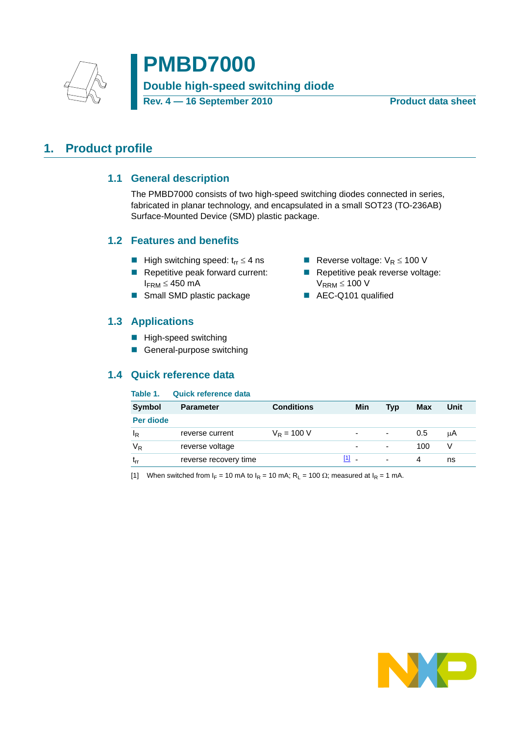# PMBD7000

**Double high-speed switching diode**

**Rev. 4 — 16 September 2010** **Product data sheet**

## 1. Product profile

### 1.1 General description

The PMBD7000 consists of two high-speed switching diodes connected in series, fabricated in planar technology, and encapsulated in a small SOT23 (TO-236AB) Surface-Mounted Device (SMD) plastic package.

### 1.2 Features and benefits

- High switching speed: $t_{rr} \leq 4$ ns
- Repetitive peak forward current: $I_{FRM} \leq 450$ mA
- Small SMD plastic package
- Reverse voltage: $V_R \leq 100$ V
- Repetitive peak reverse voltage: $V_{RRM} \leq 100$ V
- AEC-Q101 qualified

### 1.3 Applications

- High-speed switching
- General-purpose switching

### 1.4 Quick reference data

**Table 1. Quick reference data**

| Symbol | Parameter | Conditions | | Min | Typ | Max | Unit |
|---|---|---|---|---|---|---|---|
| **Per diode** | | | | | | | |
| $I_R$ | reverse current | $V_R = 100$ V | | - | - | 0.5 | μA |
| $V_R$ | reverse voltage | | | - | - | 100 | V |
| $t_{rr}$ | reverse recovery time | | [1] | - | - | 4 | ns |

[1] When switched from $I_F = 10$ mA to $I_R = 10$ mA; $R_L = 100\ \Omega$; measured at $I_R = 1$ mA.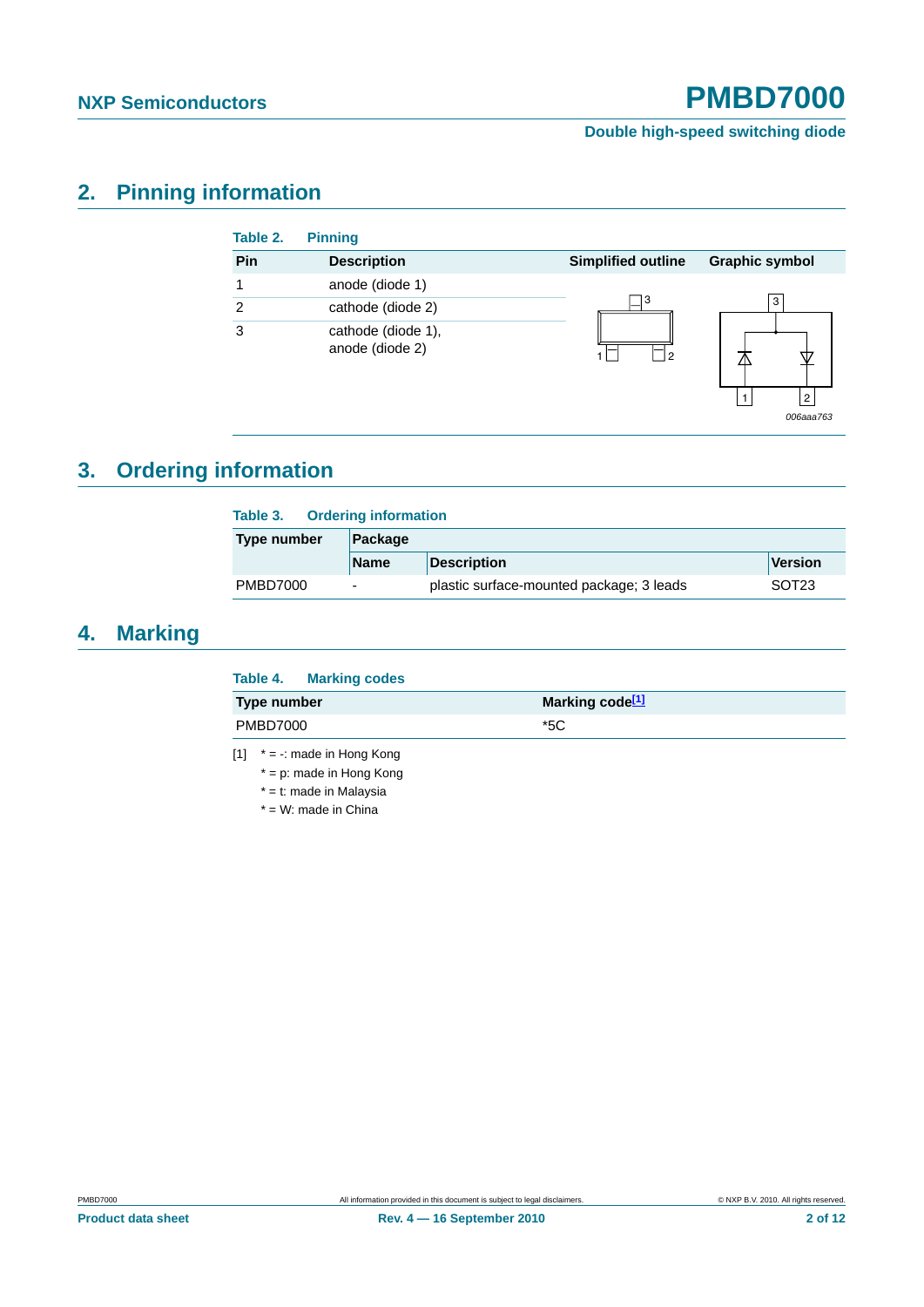## 2. Pinning information

**Table 2. Pinning**

| Pin | Description | Simplified outline | Graphic symbol |
|---|---|---|---|
| 1 | anode (diode 1) | | |
| 2 | cathode (diode 2) | | |
| 3 | cathode (diode 1), anode (diode 2) | | |

## 3. Ordering information

**Table 3. Ordering information**

| Type number | Package | | |
|---|---|---|---|
| | Name | Description | Version |
| PMBD7000 | - | plastic surface-mounted package; 3 leads | SOT23 |

## 4. Marking

**Table 4. Marking codes**

| Type number | Marking code[1] |
|---|---|
| PMBD7000 | *5C |

[1] * = -: made in Hong Kong

* = p: made in Hong Kong

* = t: made in Malaysia

* = W: made in China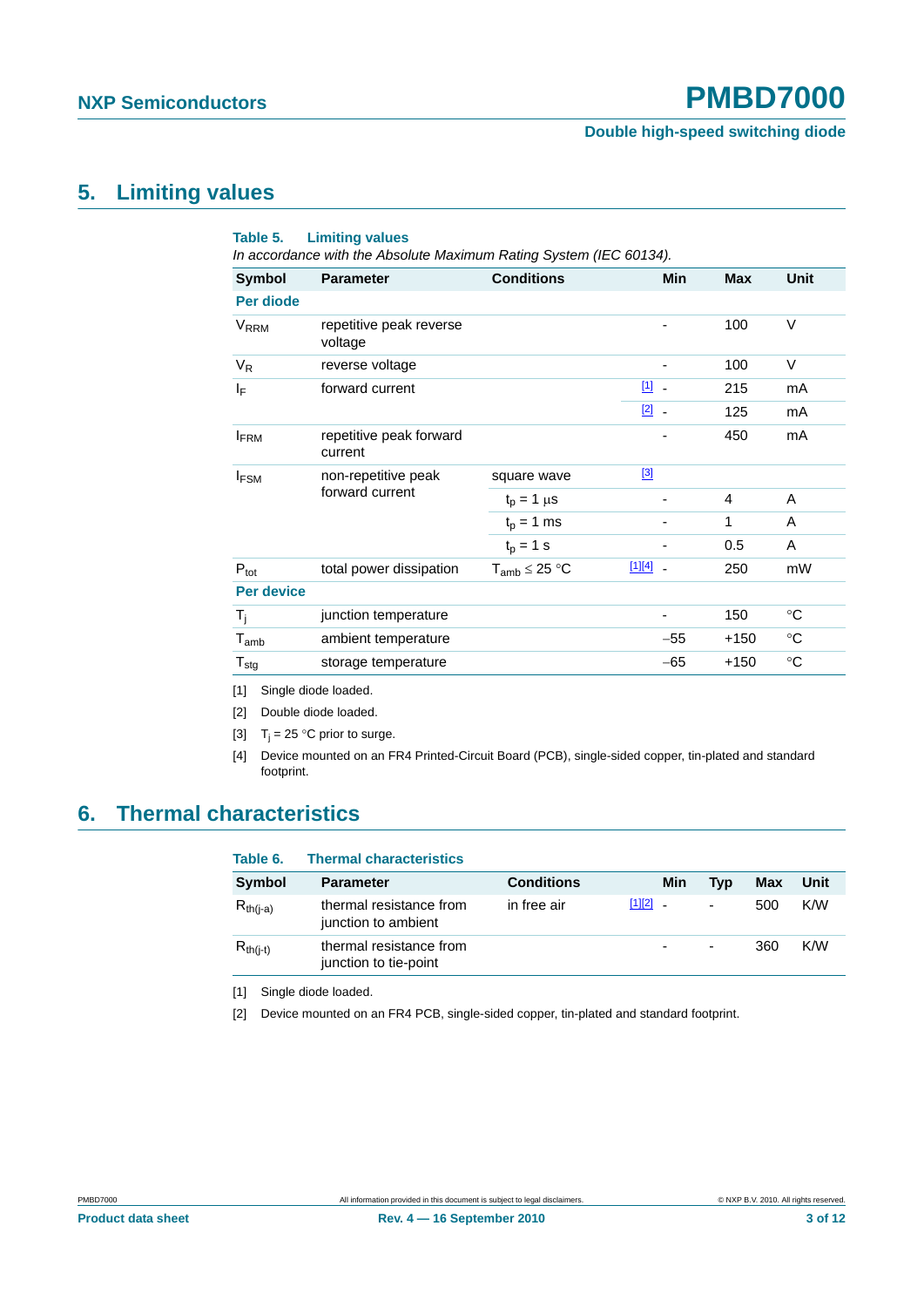## 5. Limiting values

**Table 5. Limiting values**

*In accordance with the Absolute Maximum Rating System (IEC 60134).*

| Symbol | Parameter | Conditions | | Min | Max | Unit |
|---|---|---|---|---|---|---|
| **Per diode** | | | | | | |
| $V_{RRM}$ | repetitive peak reverse voltage | | | - | 100 | V |
| $V_R$ | reverse voltage | | | - | 100 | V |
| $I_F$ | forward current | | [1] | - | 215 | mA |
| | | | [2] | - | 125 | mA |
| $I_{FRM}$ | repetitive peak forward current | | | - | 450 | mA |
| $I_{FSM}$ | non-repetitive peak forward current | square wave | [3] | | | |
| | | $t_p$ = 1 μs | | - | 4 | A |
| | | $t_p$ = 1 ms | | - | 1 | A |
| | | $t_p$ = 1 s | | - | 0.5 | A |
| $P_{tot}$ | total power dissipation | $T_{amb} \leq 25$ °C | [1][4] | - | 250 | mW |
| **Per device** | | | | | | |
| $T_j$ | junction temperature | | | - | 150 | °C |
| $T_{amb}$ | ambient temperature | | | −55 | +150 | °C |
| $T_{stg}$ | storage temperature | | | −65 | +150 | °C |

[1] Single diode loaded.

[2] Double diode loaded.

[3] $T_j$ = 25 °C prior to surge.

[4] Device mounted on an FR4 Printed-Circuit Board (PCB), single-sided copper, tin-plated and standard footprint.

## 6. Thermal characteristics

**Table 6. Thermal characteristics**

| Symbol | Parameter | Conditions | | Min | Typ | Max | Unit |
|---|---|---|---|---|---|---|---|
| $R_{th(j-a)}$ | thermal resistance from junction to ambient | in free air | [1][2] | - | - | 500 | K/W |
| $R_{th(j-t)}$ | thermal resistance from junction to tie-point | | | - | - | 360 | K/W |

[1] Single diode loaded.

[2] Device mounted on an FR4 PCB, single-sided copper, tin-plated and standard footprint.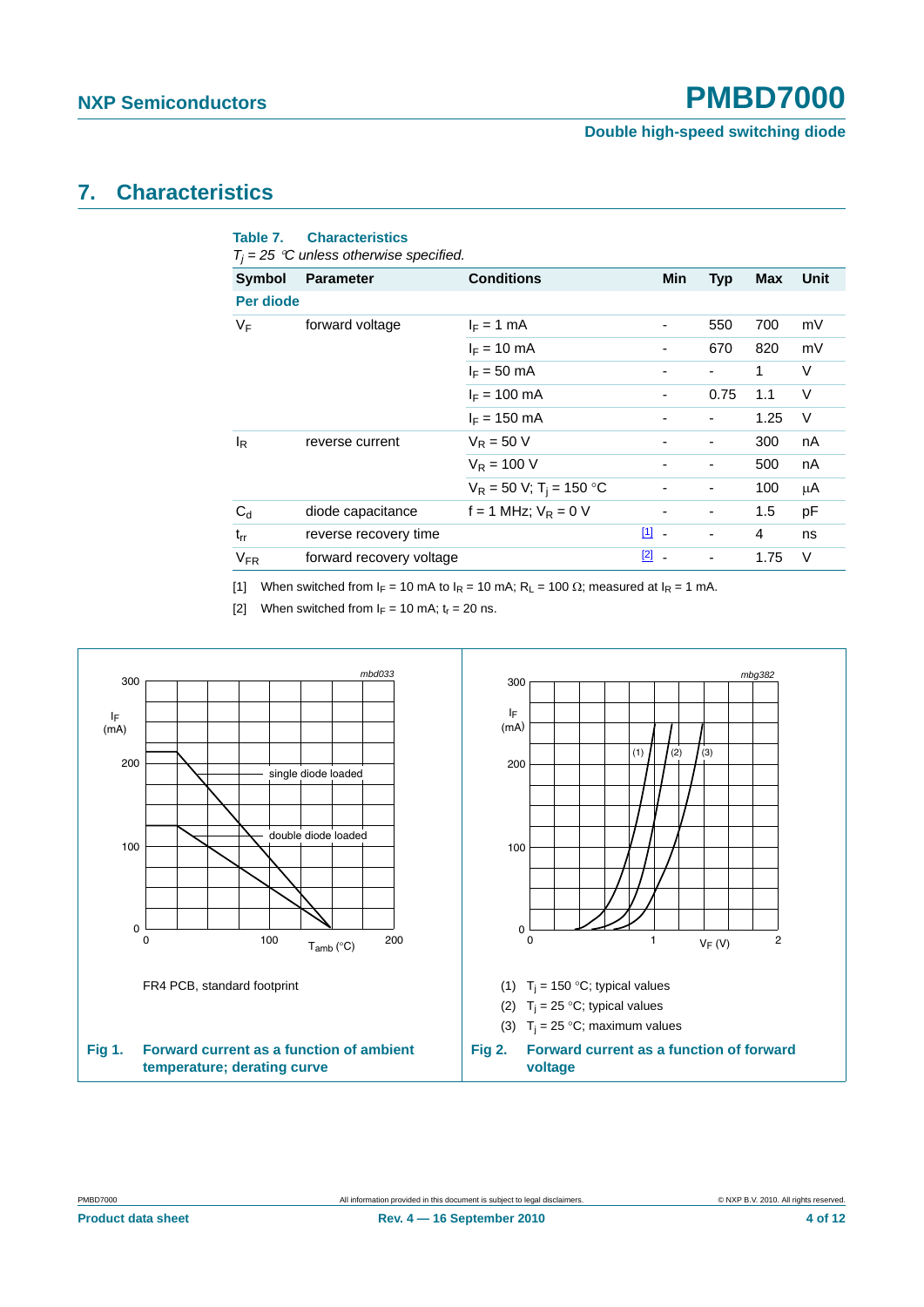## 7. Characteristics

**Table 7. Characteristics**

*$T_j$ = 25 °C unless otherwise specified.*

| Symbol | Parameter | Conditions | | Min | Typ | Max | Unit |
|---|---|---|---|---|---|---|---|
| **Per diode** | | | | | | | |
| $V_F$ | forward voltage | $I_F$ = 1 mA | | - | 550 | 700 | mV |
| | | $I_F$ = 10 mA | | - | 670 | 820 | mV |
| | | $I_F$ = 50 mA | | - | - | 1 | V |
| | | $I_F$ = 100 mA | | - | 0.75 | 1.1 | V |
| | | $I_F$ = 150 mA | | - | - | 1.25 | V |
| $I_R$ | reverse current | $V_R$ = 50 V | | - | - | 300 | nA |
| | | $V_R$ = 100 V | | - | - | 500 | nA |
| | | $V_R$ = 50 V; $T_j$ = 150 °C | | - | - | 100 | μA |
| $C_d$ | diode capacitance | f = 1 MHz; $V_R$ = 0 V | | - | - | 1.5 | pF |
| $t_{rr}$ | reverse recovery time | | [1] | - | - | 4 | ns |
| $V_{FR}$ | forward recovery voltage | | [2] | - | - | 1.75 | V |

[1] When switched from $I_F$ = 10 mA to $I_R$ = 10 mA; $R_L$ = 100 Ω; measured at $I_R$ = 1 mA.

[2] When switched from $I_F$ = 10 mA; $t_r$ = 20 ns.

FR4 PCB, standard footprint

**Fig 1. Forward current as a function of ambient temperature; derating curve**

(1) $T_j$ = 150 °C; typical values

(2) $T_j$ = 25 °C; typical values

(3) $T_j$ = 25 °C; maximum values

**Fig 2. Forward current as a function of forward voltage**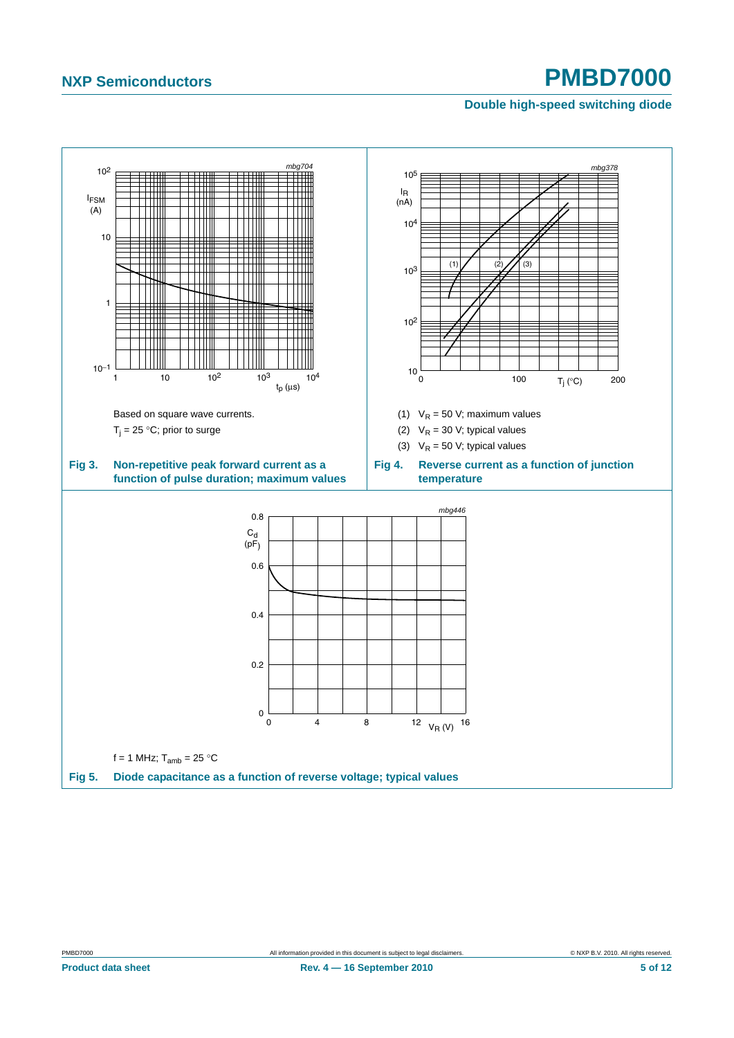Based on square wave currents.

$T_j$ = 25 °C; prior to surge

**Fig 3. Non-repetitive peak forward current as a function of pulse duration; maximum values**

(1) $V_R$ = 50 V; maximum values

(2) $V_R$ = 30 V; typical values

(3) $V_R$ = 50 V; typical values

**Fig 4. Reverse current as a function of junction temperature**

f = 1 MHz; $T_{amb}$ = 25 °C

**Fig 5. Diode capacitance as a function of reverse voltage; typical values**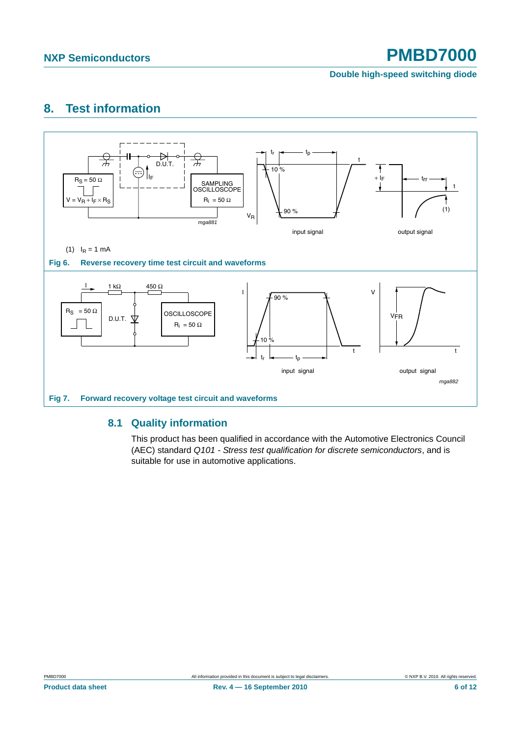# 8. Test information

(1) $I_R$ = 1 mA

**Fig 6. Reverse recovery time test circuit and waveforms**

**Fig 7. Forward recovery voltage test circuit and waveforms**

## 8.1 Quality information

This product has been qualified in accordance with the Automotive Electronics Council (AEC) standard *Q101 - Stress test qualification for discrete semiconductors*, and is suitable for use in automotive applications.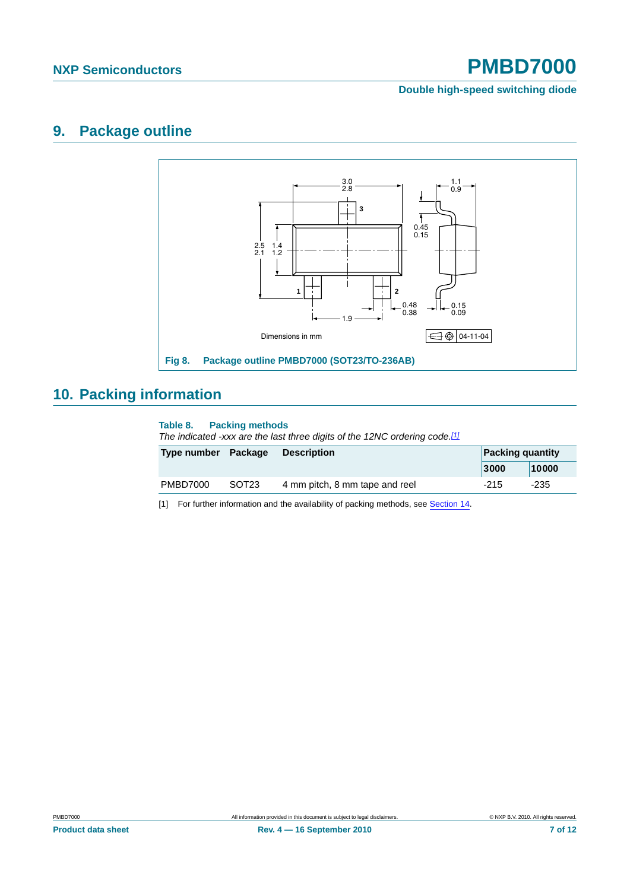# 9. Package outline

Dimensions in mm

04-11-04

Fig 8. Package outline PMBD7000 (SOT23/TO-236AB)

# 10. Packing information

**Table 8. Packing methods**

*The indicated -xxx are the last three digits of the 12NC ordering code.*[1]

| Type number | Package | Description | Packing quantity | |
|---|---|---|---|---|
| | | | 3000 | 10000 |
| PMBD7000 | SOT23 | 4 mm pitch, 8 mm tape and reel | -215 | -235 |

[1] For further information and the availability of packing methods, see Section 14.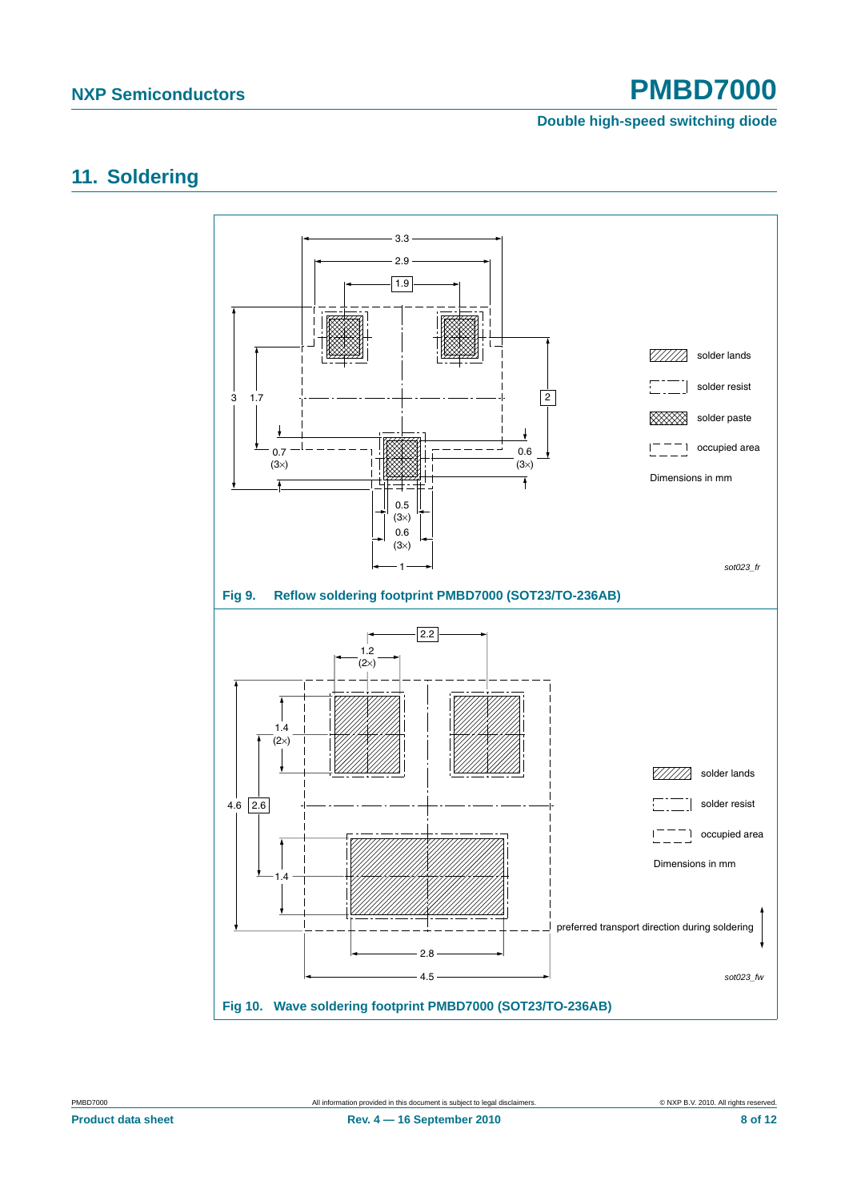## 11. Soldering

Fig 9. Reflow soldering footprint PMBD7000 (SOT23/TO-236AB)

Fig 10. Wave soldering footprint PMBD7000 (SOT23/TO-236AB)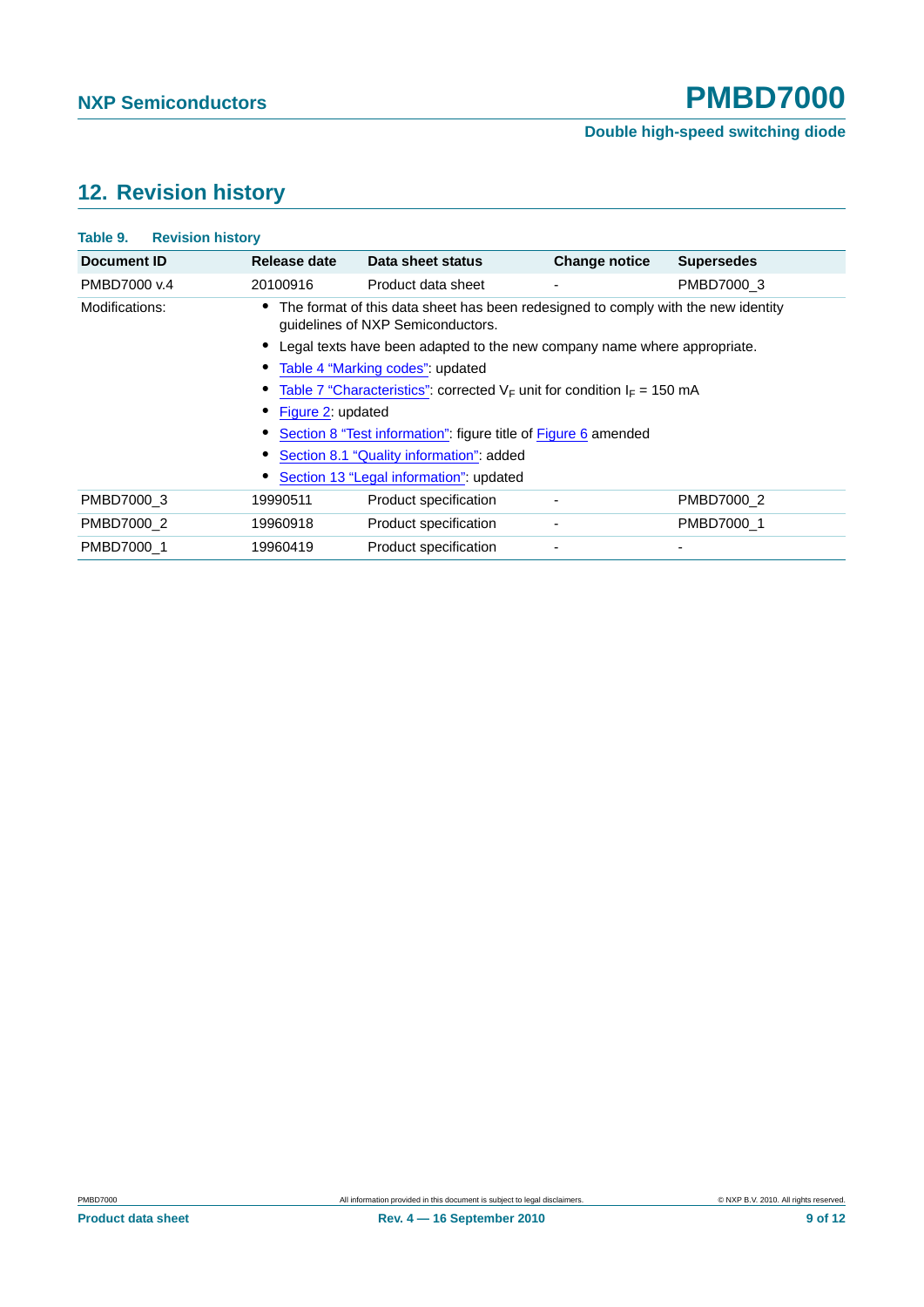## 12. Revision history

**Table 9. Revision history**

| Document ID | Release date | Data sheet status | Change notice | Supersedes |
|---|---|---|---|---|
| PMBD7000 v.4 | 20100916 | Product data sheet | - | PMBD7000_3 |
| Modifications: | • The format of this data sheet has been redesigned to comply with the new identity guidelines of NXP Semiconductors. • Legal texts have been adapted to the new company name where appropriate. • Table 4 “Marking codes”: updated • Table 7 “Characteristics”: corrected $V_F$ unit for condition $I_F$ = 150 mA • Figure 2: updated • Section 8 “Test information”: figure title of Figure 6 amended • Section 8.1 “Quality information”: added • Section 13 “Legal information”: updated | | | |
| PMBD7000_3 | 19990511 | Product specification | - | PMBD7000_2 |
| PMBD7000_2 | 19960918 | Product specification | - | PMBD7000_1 |
| PMBD7000_1 | 19960419 | Product specification | - | - |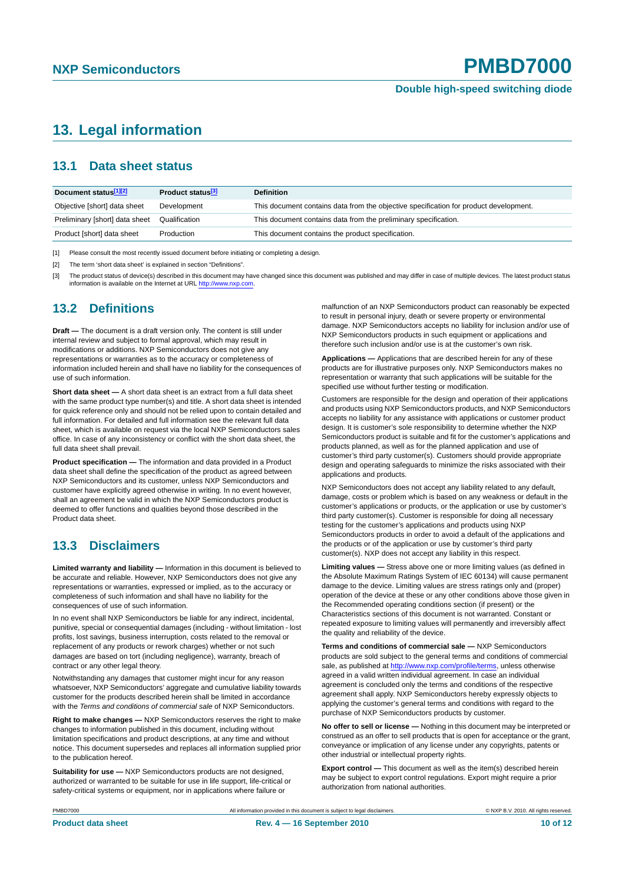# 13. Legal information

## 13.1 Data sheet status

| Document status[1][2] | Product status[3] | Definition |
|---|---|---|
| Objective [short] data sheet | Development | This document contains data from the objective specification for product development. |
| Preliminary [short] data sheet | Qualification | This document contains data from the preliminary specification. |
| Product [short] data sheet | Production | This document contains the product specification. |

[1] Please consult the most recently issued document before initiating or completing a design.

[2] The term 'short data sheet' is explained in section "Definitions".

[3] The product status of device(s) described in this document may have changed since this document was published and may differ in case of multiple devices. The latest product status information is available on the Internet at URL http://www.nxp.com.

## 13.2 Definitions

**Draft —** The document is a draft version only. The content is still under internal review and subject to formal approval, which may result in modifications or additions. NXP Semiconductors does not give any representations or warranties as to the accuracy or completeness of information included herein and shall have no liability for the consequences of use of such information.

**Short data sheet —** A short data sheet is an extract from a full data sheet with the same product type number(s) and title. A short data sheet is intended for quick reference only and should not be relied upon to contain detailed and full information. For detailed and full information see the relevant full data sheet, which is available on request via the local NXP Semiconductors sales office. In case of any inconsistency or conflict with the short data sheet, the full data sheet shall prevail.

**Product specification —** The information and data provided in a Product data sheet shall define the specification of the product as agreed between NXP Semiconductors and its customer, unless NXP Semiconductors and customer have explicitly agreed otherwise in writing. In no event however, shall an agreement be valid in which the NXP Semiconductors product is deemed to offer functions and qualities beyond those described in the Product data sheet.

## 13.3 Disclaimers

**Limited warranty and liability —** Information in this document is believed to be accurate and reliable. However, NXP Semiconductors does not give any representations or warranties, expressed or implied, as to the accuracy or completeness of such information and shall have no liability for the consequences of use of such information.

In no event shall NXP Semiconductors be liable for any indirect, incidental, punitive, special or consequential damages (including - without limitation - lost profits, lost savings, business interruption, costs related to the removal or replacement of any products or rework charges) whether or not such damages are based on tort (including negligence), warranty, breach of contract or any other legal theory.

Notwithstanding any damages that customer might incur for any reason whatsoever, NXP Semiconductors' aggregate and cumulative liability towards customer for the products described herein shall be limited in accordance with the *Terms and conditions of commercial sale* of NXP Semiconductors.

**Right to make changes —** NXP Semiconductors reserves the right to make changes to information published in this document, including without limitation specifications and product descriptions, at any time and without notice. This document supersedes and replaces all information supplied prior to the publication hereof.

**Suitability for use —** NXP Semiconductors products are not designed, authorized or warranted to be suitable for use in life support, life-critical or safety-critical systems or equipment, nor in applications where failure or malfunction of an NXP Semiconductors product can reasonably be expected to result in personal injury, death or severe property or environmental damage. NXP Semiconductors accepts no liability for inclusion and/or use of NXP Semiconductors products in such equipment or applications and therefore such inclusion and/or use is at the customer's own risk.

**Applications —** Applications that are described herein for any of these products are for illustrative purposes only. NXP Semiconductors makes no representation or warranty that such applications will be suitable for the specified use without further testing or modification.

Customers are responsible for the design and operation of their applications and products using NXP Semiconductors products, and NXP Semiconductors accepts no liability for any assistance with applications or customer product design. It is customer's sole responsibility to determine whether the NXP Semiconductors product is suitable and fit for the customer's applications and products planned, as well as for the planned application and use of customer's third party customer(s). Customers should provide appropriate design and operating safeguards to minimize the risks associated with their applications and products.

NXP Semiconductors does not accept any liability related to any default, damage, costs or problem which is based on any weakness or default in the customer's applications or products, or the application or use by customer's third party customer(s). Customer is responsible for doing all necessary testing for the customer's applications and products using NXP Semiconductors products in order to avoid a default of the applications and the products or of the application or use by customer's third party customer(s). NXP does not accept any liability in this respect.

**Limiting values —** Stress above one or more limiting values (as defined in the Absolute Maximum Ratings System of IEC 60134) will cause permanent damage to the device. Limiting values are stress ratings only and (proper) operation of the device at these or any other conditions above those given in the Recommended operating conditions section (if present) or the Characteristics sections of this document is not warranted. Constant or repeated exposure to limiting values will permanently and irreversibly affect the quality and reliability of the device.

**Terms and conditions of commercial sale —** NXP Semiconductors products are sold subject to the general terms and conditions of commercial sale, as published at http://www.nxp.com/profile/terms, unless otherwise agreed in a valid written individual agreement. In case an individual agreement is concluded only the terms and conditions of the respective agreement shall apply. NXP Semiconductors hereby expressly objects to applying the customer's general terms and conditions with regard to the purchase of NXP Semiconductors products by customer.

**No offer to sell or license —** Nothing in this document may be interpreted or construed as an offer to sell products that is open for acceptance or the grant, conveyance or implication of any license under any copyrights, patents or other industrial or intellectual property rights.

**Export control —** This document as well as the item(s) described herein may be subject to export control regulations. Export might require a prior authorization from national authorities.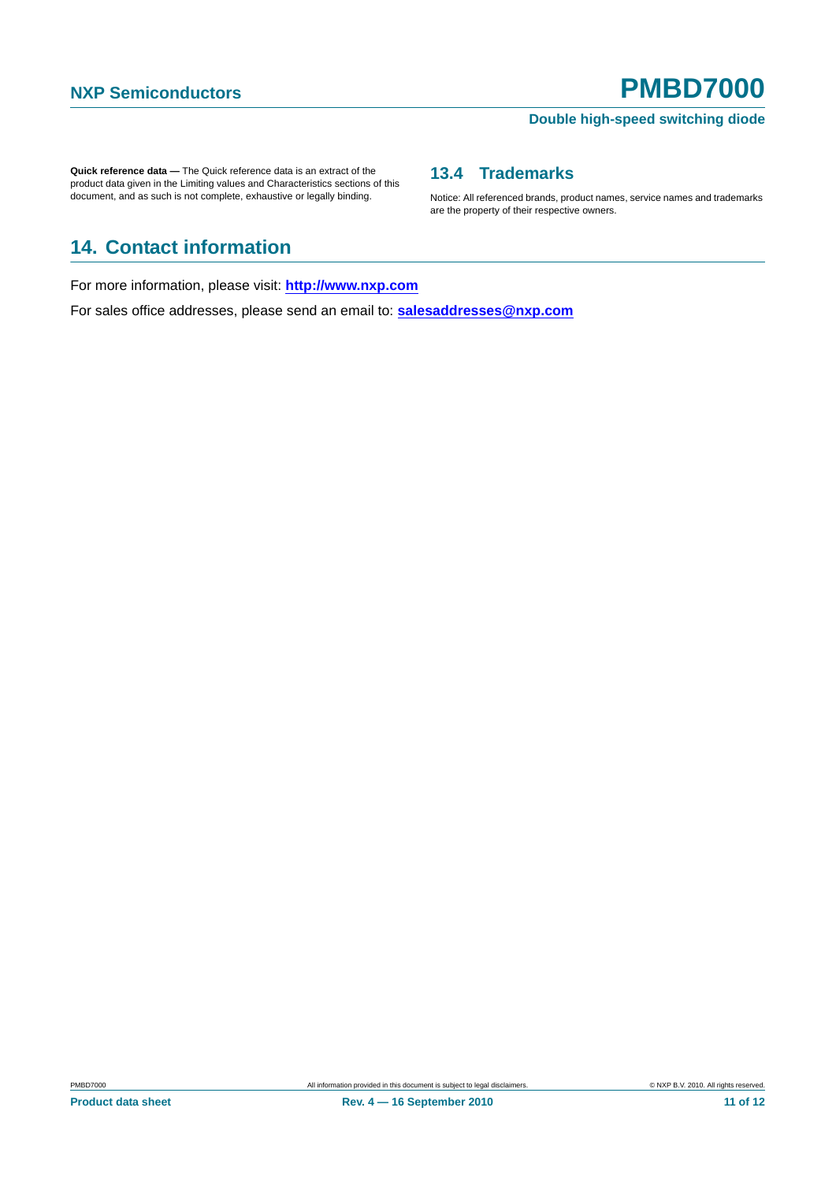**Quick reference data —** The Quick reference data is an extract of the product data given in the Limiting values and Characteristics sections of this document, and as such is not complete, exhaustive or legally binding.

### 13.4 Trademarks

Notice: All referenced brands, product names, service names and trademarks are the property of their respective owners.

## 14. Contact information

For more information, please visit: **http://www.nxp.com**

For sales office addresses, please send an email to: **salesaddresses@nxp.com**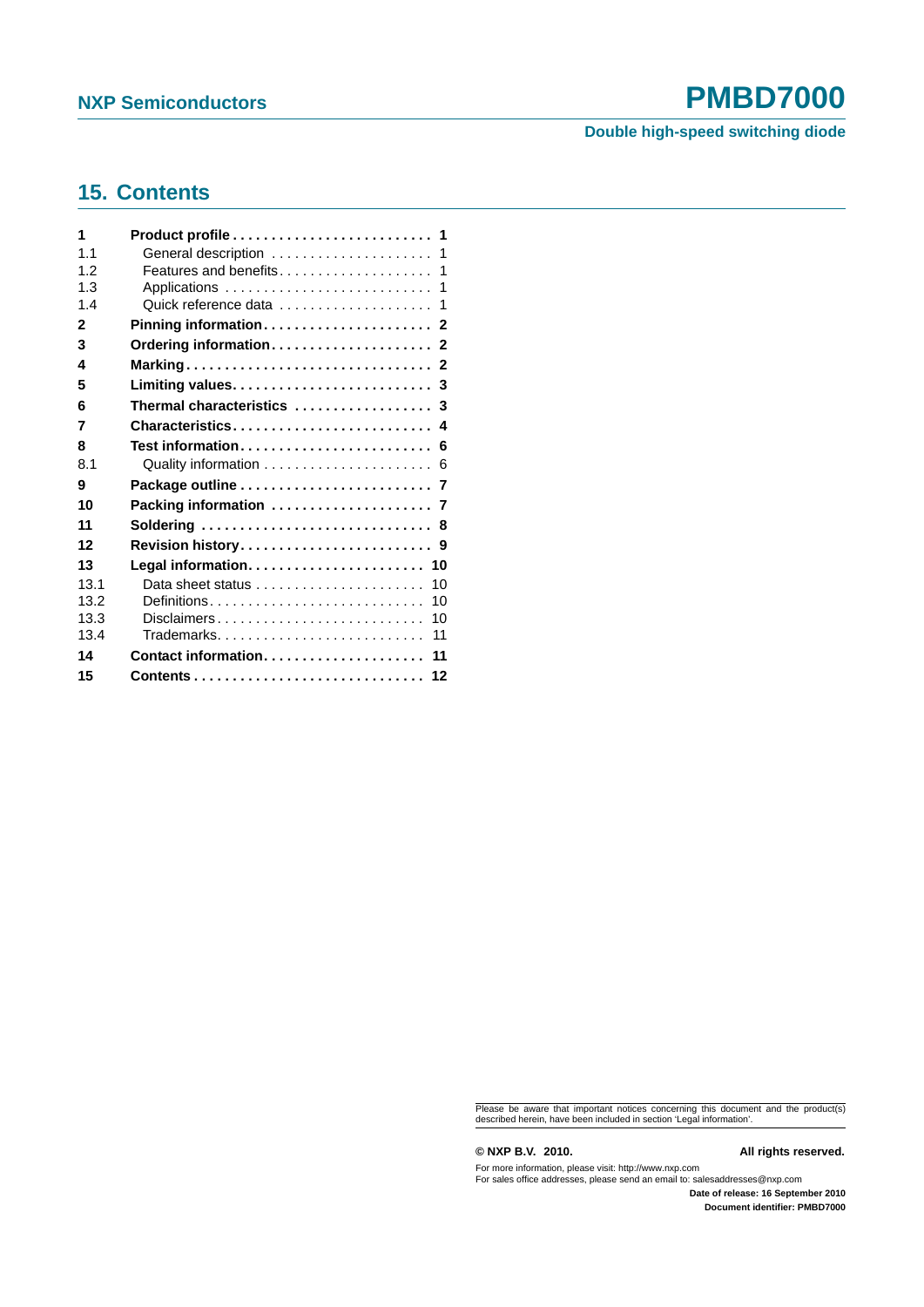## 15. Contents

| | | |
|---|---|---|
| **1** | **Product profile** | **1** |
| 1.1 | General description | 1 |
| 1.2 | Features and benefits | 1 |
| 1.3 | Applications | 1 |
| 1.4 | Quick reference data | 1 |
| **2** | **Pinning information** | **2** |
| **3** | **Ordering information** | **2** |
| **4** | **Marking** | **2** |
| **5** | **Limiting values** | **3** |
| **6** | **Thermal characteristics** | **3** |
| **7** | **Characteristics** | **4** |
| **8** | **Test information** | **6** |
| 8.1 | Quality information | 6 |
| **9** | **Package outline** | **7** |
| **10** | **Packing information** | **7** |
| **11** | **Soldering** | **8** |
| **12** | **Revision history** | **9** |
| **13** | **Legal information** | **10** |
| 13.1 | Data sheet status | 10 |
| 13.2 | Definitions | 10 |
| 13.3 | Disclaimers | 10 |
| 13.4 | Trademarks | 11 |
| **14** | **Contact information** | **11** |
| **15** | **Contents** | **12** |

Please be aware that important notices concerning this document and the product(s) described herein, have been included in section 'Legal information'.

**© NXP B.V. 2010.** **All rights reserved.**

For more information, please visit: http://www.nxp.com
For sales office addresses, please send an email to: salesaddresses@nxp.com

**Date of release: 16 September 2010**
**Document identifier: PMBD7000**